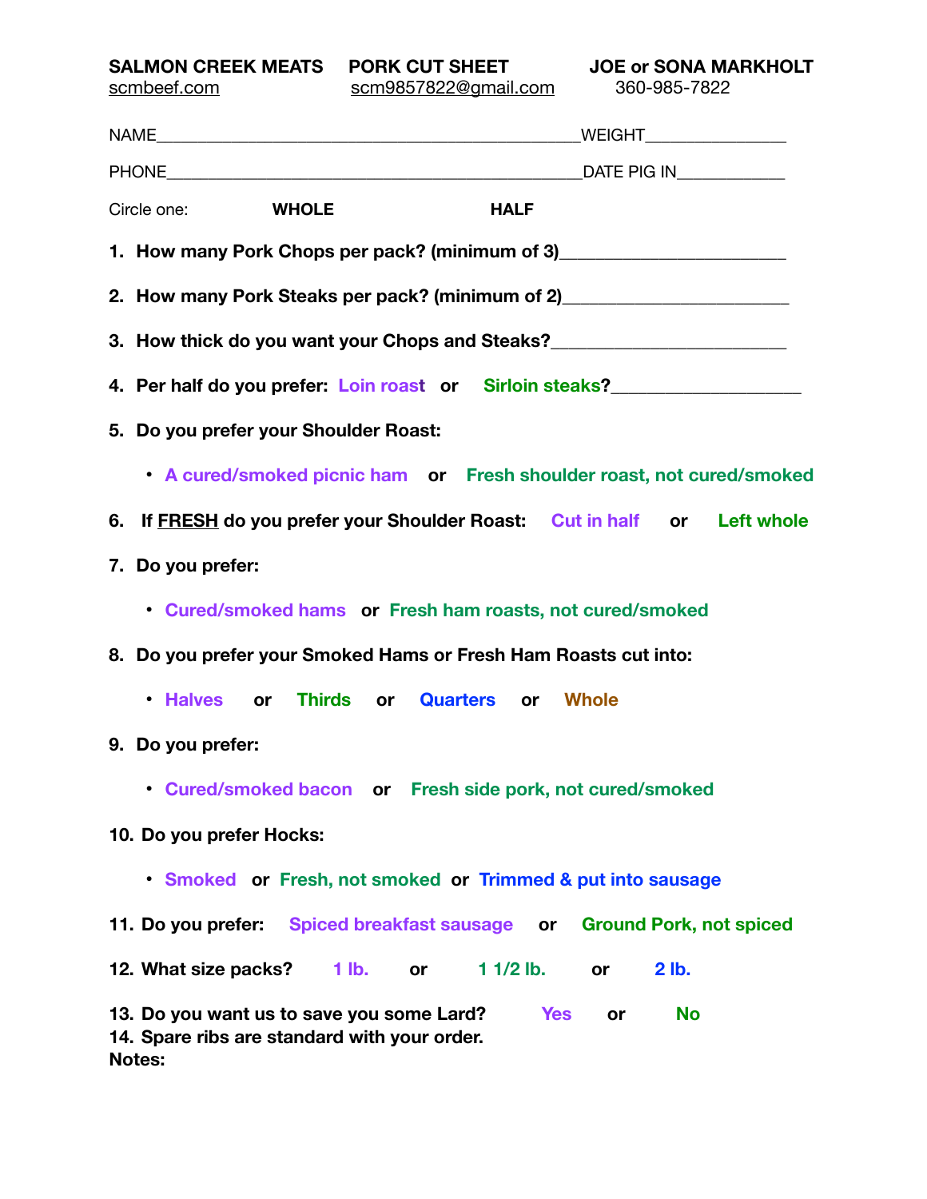**SALMON CREEK MEATS** **PORK CUT SHEET** **JOE or SONA MARKHOLT**
scmbeef.com scm9857822@gmail.com 360-985-7822

NAME_______________________________________________WEIGHT_______________

PHONE______________________________________________DATE PIG IN____________

Circle one: **WHOLE** **HALF**

1. **How many Pork Chops per pack? (minimum of 3)**______________________
2. **How many Pork Steaks per pack? (minimum of 2)**______________________
3. **How thick do you want your Chops and Steaks?**_______________________
4. **Per half do you prefer: Loin roast or Sirloin steaks?**___________________
5. **Do you prefer your Shoulder Roast:**
   - **A cured/smoked picnic ham or Fresh shoulder roast, not cured/smoked**
6. **If FRESH do you prefer your Shoulder Roast: Cut in half or Left whole**
7. **Do you prefer:**
   - **Cured/smoked hams or Fresh ham roasts, not cured/smoked**
8. **Do you prefer your Smoked Hams or Fresh Ham Roasts cut into:**
   - **Halves or Thirds or Quarters or Whole**
9. **Do you prefer:**
   - **Cured/smoked bacon or Fresh side pork, not cured/smoked**
10. **Do you prefer Hocks:**
    - **Smoked or Fresh, not smoked or Trimmed & put into sausage**
11. **Do you prefer: Spiced breakfast sausage or Ground Pork, not spiced**
12. **What size packs? 1 lb. or 1 1/2 lb. or 2 lb.**
13. **Do you want us to save you some Lard? Yes or No**
14. **Spare ribs are standard with your order.**

**Notes:**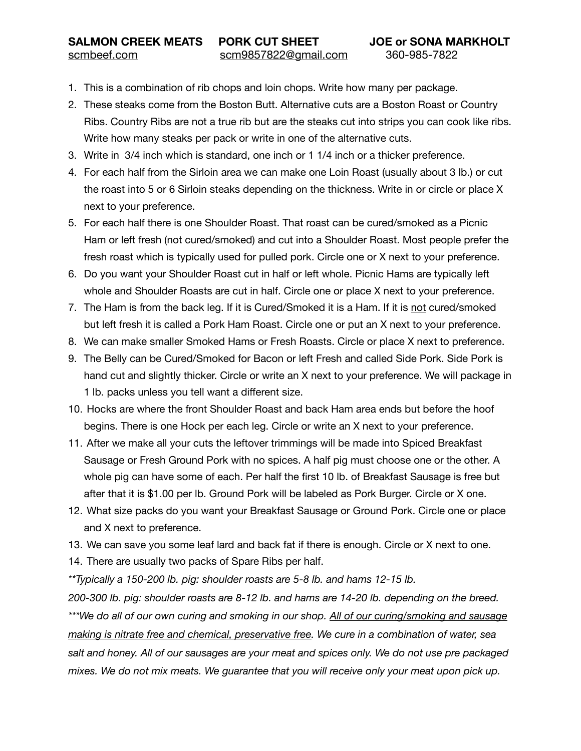**SALMON CREEK MEATS PORK CUT SHEET JOE or SONA MARKHOLT**

scmbeef.com scm9857822@gmail.com 360-985-7822

1. This is a combination of rib chops and loin chops. Write how many per package.
2. These steaks come from the Boston Butt. Alternative cuts are a Boston Roast or Country Ribs. Country Ribs are not a true rib but are the steaks cut into strips you can cook like ribs. Write how many steaks per pack or write in one of the alternative cuts.
3. Write in 3/4 inch which is standard, one inch or 1 1/4 inch or a thicker preference.
4. For each half from the Sirloin area we can make one Loin Roast (usually about 3 lb.) or cut the roast into 5 or 6 Sirloin steaks depending on the thickness. Write in or circle or place X next to your preference.
5. For each half there is one Shoulder Roast. That roast can be cured/smoked as a Picnic Ham or left fresh (not cured/smoked) and cut into a Shoulder Roast. Most people prefer the fresh roast which is typically used for pulled pork. Circle one or X next to your preference.
6. Do you want your Shoulder Roast cut in half or left whole. Picnic Hams are typically left whole and Shoulder Roasts are cut in half. Circle one or place X next to your preference.
7. The Ham is from the back leg. If it is Cured/Smoked it is a Ham. If it is not cured/smoked but left fresh it is called a Pork Ham Roast. Circle one or put an X next to your preference.
8. We can make smaller Smoked Hams or Fresh Roasts. Circle or place X next to preference.
9. The Belly can be Cured/Smoked for Bacon or left Fresh and called Side Pork. Side Pork is hand cut and slightly thicker. Circle or write an X next to your preference. We will package in 1 lb. packs unless you tell want a different size.
10. Hocks are where the front Shoulder Roast and back Ham area ends but before the hoof begins. There is one Hock per each leg. Circle or write an X next to your preference.
11. After we make all your cuts the leftover trimmings will be made into Spiced Breakfast Sausage or Fresh Ground Pork with no spices. A half pig must choose one or the other. A whole pig can have some of each. Per half the first 10 lb. of Breakfast Sausage is free but after that it is $1.00 per lb. Ground Pork will be labeled as Pork Burger. Circle or X one.
12. What size packs do you want your Breakfast Sausage or Ground Pork. Circle one or place and X next to preference.
13. We can save you some leaf lard and back fat if there is enough. Circle or X next to one.
14. There are usually two packs of Spare Ribs per half.

*\*\*Typically a 150-200 lb. pig: shoulder roasts are 5-8 lb. and hams 12-15 lb.*

*200-300 lb. pig: shoulder roasts are 8-12 lb. and hams are 14-20 lb. depending on the breed.*

*\*\*\*We do all of our own curing and smoking in our shop. All of our curing/smoking and sausage making is nitrate free and chemical, preservative free. We cure in a combination of water, sea salt and honey. All of our sausages are your meat and spices only. We do not use pre packaged mixes. We do not mix meats. We guarantee that you will receive only your meat upon pick up.*